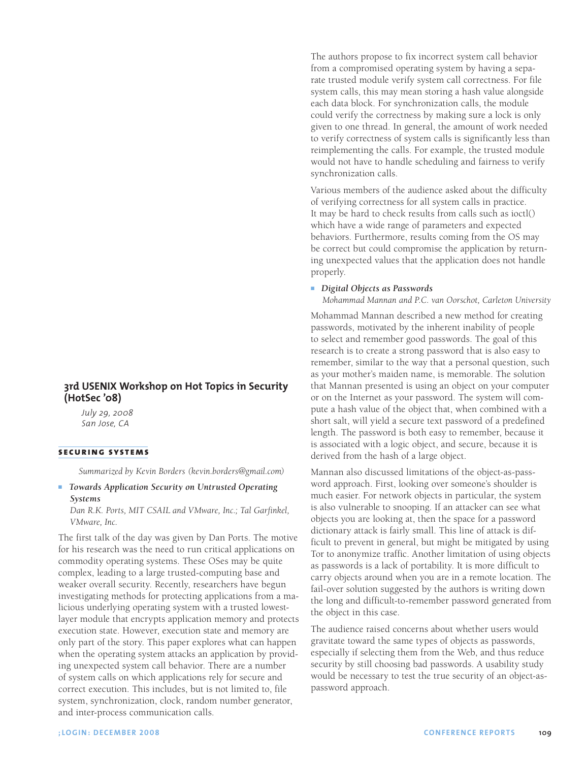## 3rd USENIX Workshop on Hot Topics in Security (HotSec '08)

*July 29, 2008*
*San Jose, CA*

### SECURING SYSTEMS

*Summarized by Kevin Borders (kevin.borders@gmail.com)*

- ***Towards Application Security on Untrusted Operating Systems***
  *Dan R.K. Ports, MIT CSAIL and VMware, Inc.; Tal Garfinkel, VMware, Inc.*

The first talk of the day was given by Dan Ports. The motive for his research was the need to run critical applications on commodity operating systems. These OSes may be quite complex, leading to a large trusted-computing base and weaker overall security. Recently, researchers have begun investigating methods for protecting applications from a malicious underlying operating system with a trusted lowest-layer module that encrypts application memory and protects execution state. However, execution state and memory are only part of the story. This paper explores what can happen when the operating system attacks an application by providing unexpected system call behavior. There are a number of system calls on which applications rely for secure and correct execution. This includes, but is not limited to, file system, synchronization, clock, random number generator, and inter-process communication calls.

The authors propose to fix incorrect system call behavior from a compromised operating system by having a separate trusted module verify system call correctness. For file system calls, this may mean storing a hash value alongside each data block. For synchronization calls, the module could verify the correctness by making sure a lock is only given to one thread. In general, the amount of work needed to verify correctness of system calls is significantly less than reimplementing the calls. For example, the trusted module would not have to handle scheduling and fairness to verify synchronization calls.

Various members of the audience asked about the difficulty of verifying correctness for all system calls in practice. It may be hard to check results from calls such as ioctl() which have a wide range of parameters and expected behaviors. Furthermore, results coming from the OS may be correct but could compromise the application by returning unexpected values that the application does not handle properly.

- ***Digital Objects as Passwords***
  *Mohammad Mannan and P.C. van Oorschot, Carleton University*

Mohammad Mannan described a new method for creating passwords, motivated by the inherent inability of people to select and remember good passwords. The goal of this research is to create a strong password that is also easy to remember, similar to the way that a personal question, such as your mother's maiden name, is memorable. The solution that Mannan presented is using an object on your computer or on the Internet as your password. The system will compute a hash value of the object that, when combined with a short salt, will yield a secure text password of a predefined length. The password is both easy to remember, because it is associated with a logic object, and secure, because it is derived from the hash of a large object.

Mannan also discussed limitations of the object-as-password approach. First, looking over someone's shoulder is much easier. For network objects in particular, the system is also vulnerable to snooping. If an attacker can see what objects you are looking at, then the space for a password dictionary attack is fairly small. This line of attack is difficult to prevent in general, but might be mitigated by using Tor to anonymize traffic. Another limitation of using objects as passwords is a lack of portability. It is more difficult to carry objects around when you are in a remote location. The fail-over solution suggested by the authors is writing down the long and difficult-to-remember password generated from the object in this case.

The audience raised concerns about whether users would gravitate toward the same types of objects as passwords, especially if selecting them from the Web, and thus reduce security by still choosing bad passwords. A usability study would be necessary to test the true security of an object-as-password approach.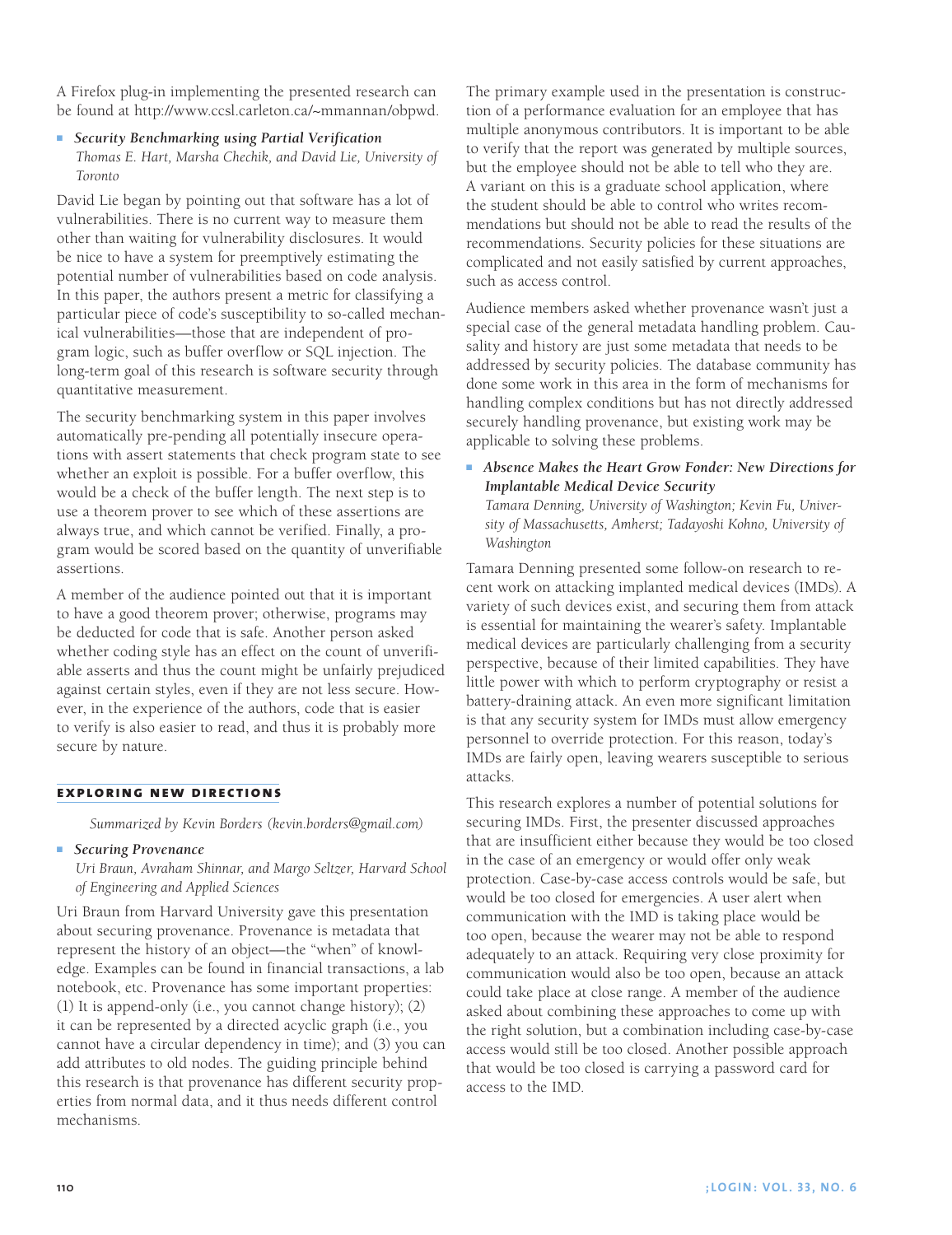A Firefox plug-in implementing the presented research can be found at http://www.ccsl.carleton.ca/~mmannan/obpwd.

- ***Security Benchmarking using Partial Verification***
  *Thomas E. Hart, Marsha Chechik, and David Lie, University of Toronto*

David Lie began by pointing out that software has a lot of vulnerabilities. There is no current way to measure them other than waiting for vulnerability disclosures. It would be nice to have a system for preemptively estimating the potential number of vulnerabilities based on code analysis. In this paper, the authors present a metric for classifying a particular piece of code's susceptibility to so-called mechanical vulnerabilities—those that are independent of program logic, such as buffer overflow or SQL injection. The long-term goal of this research is software security through quantitative measurement.

The security benchmarking system in this paper involves automatically pre-pending all potentially insecure operations with assert statements that check program state to see whether an exploit is possible. For a buffer overflow, this would be a check of the buffer length. The next step is to use a theorem prover to see which of these assertions are always true, and which cannot be verified. Finally, a program would be scored based on the quantity of unverifiable assertions.

A member of the audience pointed out that it is important to have a good theorem prover; otherwise, programs may be deducted for code that is safe. Another person asked whether coding style has an effect on the count of unverifiable asserts and thus the count might be unfairly prejudiced against certain styles, even if they are not less secure. However, in the experience of the authors, code that is easier to verify is also easier to read, and thus it is probably more secure by nature.

## EXPLORING NEW DIRECTIONS

*Summarized by Kevin Borders (kevin.borders@gmail.com)*

- ***Securing Provenance***
  *Uri Braun, Avraham Shinnar, and Margo Seltzer, Harvard School of Engineering and Applied Sciences*

Uri Braun from Harvard University gave this presentation about securing provenance. Provenance is metadata that represent the history of an object—the "when" of knowledge. Examples can be found in financial transactions, a lab notebook, etc. Provenance has some important properties: (1) It is append-only (i.e., you cannot change history); (2) it can be represented by a directed acyclic graph (i.e., you cannot have a circular dependency in time); and (3) you can add attributes to old nodes. The guiding principle behind this research is that provenance has different security properties from normal data, and it thus needs different control mechanisms.

The primary example used in the presentation is construction of a performance evaluation for an employee that has multiple anonymous contributors. It is important to be able to verify that the report was generated by multiple sources, but the employee should not be able to tell who they are. A variant on this is a graduate school application, where the student should be able to control who writes recommendations but should not be able to read the results of the recommendations. Security policies for these situations are complicated and not easily satisfied by current approaches, such as access control.

Audience members asked whether provenance wasn't just a special case of the general metadata handling problem. Causality and history are just some metadata that needs to be addressed by security policies. The database community has done some work in this area in the form of mechanisms for handling complex conditions but has not directly addressed securely handling provenance, but existing work may be applicable to solving these problems.

- ***Absence Makes the Heart Grow Fonder: New Directions for Implantable Medical Device Security***
  *Tamara Denning, University of Washington; Kevin Fu, University of Massachusetts, Amherst; Tadayoshi Kohno, University of Washington*

Tamara Denning presented some follow-on research to recent work on attacking implanted medical devices (IMDs). A variety of such devices exist, and securing them from attack is essential for maintaining the wearer's safety. Implantable medical devices are particularly challenging from a security perspective, because of their limited capabilities. They have little power with which to perform cryptography or resist a battery-draining attack. An even more significant limitation is that any security system for IMDs must allow emergency personnel to override protection. For this reason, today's IMDs are fairly open, leaving wearers susceptible to serious attacks.

This research explores a number of potential solutions for securing IMDs. First, the presenter discussed approaches that are insufficient either because they would be too closed in the case of an emergency or would offer only weak protection. Case-by-case access controls would be safe, but would be too closed for emergencies. A user alert when communication with the IMD is taking place would be too open, because the wearer may not be able to respond adequately to an attack. Requiring very close proximity for communication would also be too open, because an attack could take place at close range. A member of the audience asked about combining these approaches to come up with the right solution, but a combination including case-by-case access would still be too closed. Another possible approach that would be too closed is carrying a password card for access to the IMD.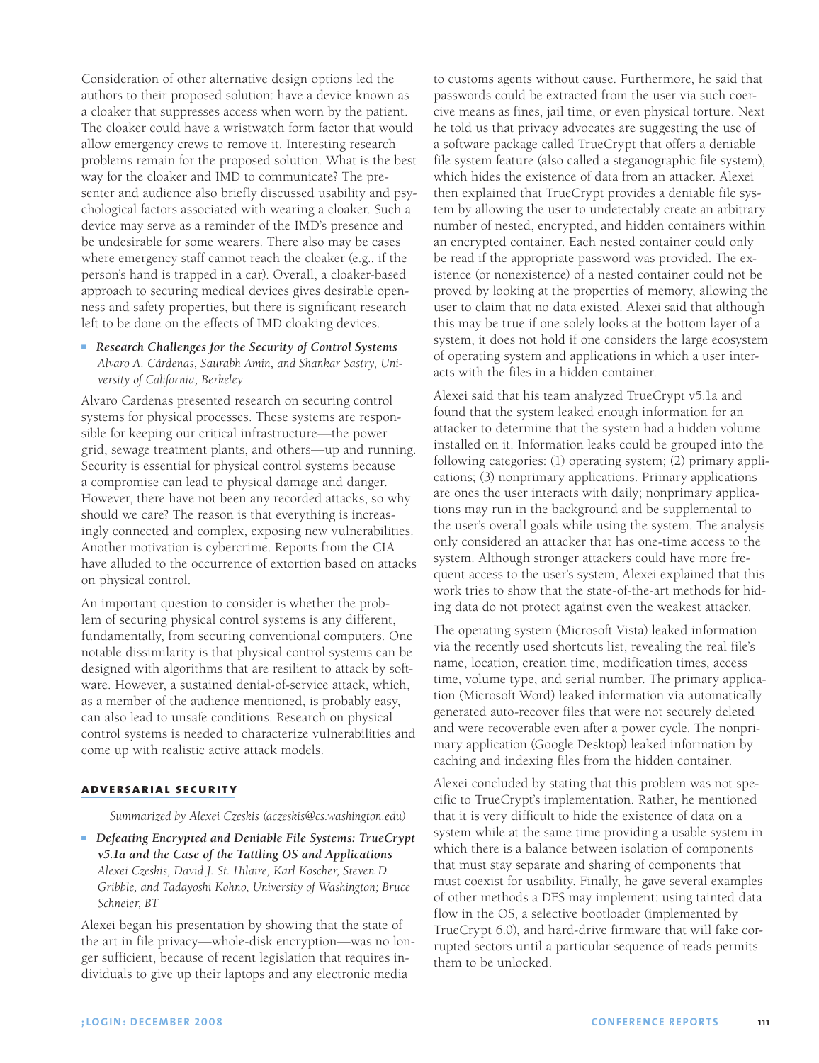Consideration of other alternative design options led the authors to their proposed solution: have a device known as a cloaker that suppresses access when worn by the patient. The cloaker could have a wristwatch form factor that would allow emergency crews to remove it. Interesting research problems remain for the proposed solution. What is the best way for the cloaker and IMD to communicate? The presenter and audience also briefly discussed usability and psychological factors associated with wearing a cloaker. Such a device may serve as a reminder of the IMD's presence and be undesirable for some wearers. There also may be cases where emergency staff cannot reach the cloaker (e.g., if the person's hand is trapped in a car). Overall, a cloaker-based approach to securing medical devices gives desirable openness and safety properties, but there is significant research left to be done on the effects of IMD cloaking devices.

- ***Research Challenges for the Security of Control Systems***
  *Alvaro A. Cárdenas, Saurabh Amin, and Shankar Sastry, University of California, Berkeley*

Alvaro Cardenas presented research on securing control systems for physical processes. These systems are responsible for keeping our critical infrastructure—the power grid, sewage treatment plants, and others—up and running. Security is essential for physical control systems because a compromise can lead to physical damage and danger. However, there have not been any recorded attacks, so why should we care? The reason is that everything is increasingly connected and complex, exposing new vulnerabilities. Another motivation is cybercrime. Reports from the CIA have alluded to the occurrence of extortion based on attacks on physical control.

An important question to consider is whether the problem of securing physical control systems is any different, fundamentally, from securing conventional computers. One notable dissimilarity is that physical control systems can be designed with algorithms that are resilient to attack by software. However, a sustained denial-of-service attack, which, as a member of the audience mentioned, is probably easy, can also lead to unsafe conditions. Research on physical control systems is needed to characterize vulnerabilities and come up with realistic active attack models.

## ADVERSARIAL SECURITY

*Summarized by Alexei Czeskis (aczeskis@cs.washington.edu)*

- ***Defeating Encrypted and Deniable File Systems: TrueCrypt v5.1a and the Case of the Tattling OS and Applications***
  *Alexei Czeskis, David J. St. Hilaire, Karl Koscher, Steven D. Gribble, and Tadayoshi Kohno, University of Washington; Bruce Schneier, BT*

Alexei began his presentation by showing that the state of the art in file privacy—whole-disk encryption—was no longer sufficient, because of recent legislation that requires individuals to give up their laptops and any electronic media to customs agents without cause. Furthermore, he said that passwords could be extracted from the user via such coercive means as fines, jail time, or even physical torture. Next he told us that privacy advocates are suggesting the use of a software package called TrueCrypt that offers a deniable file system feature (also called a steganographic file system), which hides the existence of data from an attacker. Alexei then explained that TrueCrypt provides a deniable file system by allowing the user to undetectably create an arbitrary number of nested, encrypted, and hidden containers within an encrypted container. Each nested container could only be read if the appropriate password was provided. The existence (or nonexistence) of a nested container could not be proved by looking at the properties of memory, allowing the user to claim that no data existed. Alexei said that although this may be true if one solely looks at the bottom layer of a system, it does not hold if one considers the large ecosystem of operating system and applications in which a user interacts with the files in a hidden container.

Alexei said that his team analyzed TrueCrypt v5.1a and found that the system leaked enough information for an attacker to determine that the system had a hidden volume installed on it. Information leaks could be grouped into the following categories: (1) operating system; (2) primary applications; (3) nonprimary applications. Primary applications are ones the user interacts with daily; nonprimary applications may run in the background and be supplemental to the user's overall goals while using the system. The analysis only considered an attacker that has one-time access to the system. Although stronger attackers could have more frequent access to the user's system, Alexei explained that this work tries to show that the state-of-the-art methods for hiding data do not protect against even the weakest attacker.

The operating system (Microsoft Vista) leaked information via the recently used shortcuts list, revealing the real file's name, location, creation time, modification times, access time, volume type, and serial number. The primary application (Microsoft Word) leaked information via automatically generated auto-recover files that were not securely deleted and were recoverable even after a power cycle. The nonprimary application (Google Desktop) leaked information by caching and indexing files from the hidden container.

Alexei concluded by stating that this problem was not specific to TrueCrypt's implementation. Rather, he mentioned that it is very difficult to hide the existence of data on a system while at the same time providing a usable system in which there is a balance between isolation of components that must stay separate and sharing of components that must coexist for usability. Finally, he gave several examples of other methods a DFS may implement: using tainted data flow in the OS, a selective bootloader (implemented by TrueCrypt 6.0), and hard-drive firmware that will fake corrupted sectors until a particular sequence of reads permits them to be unlocked.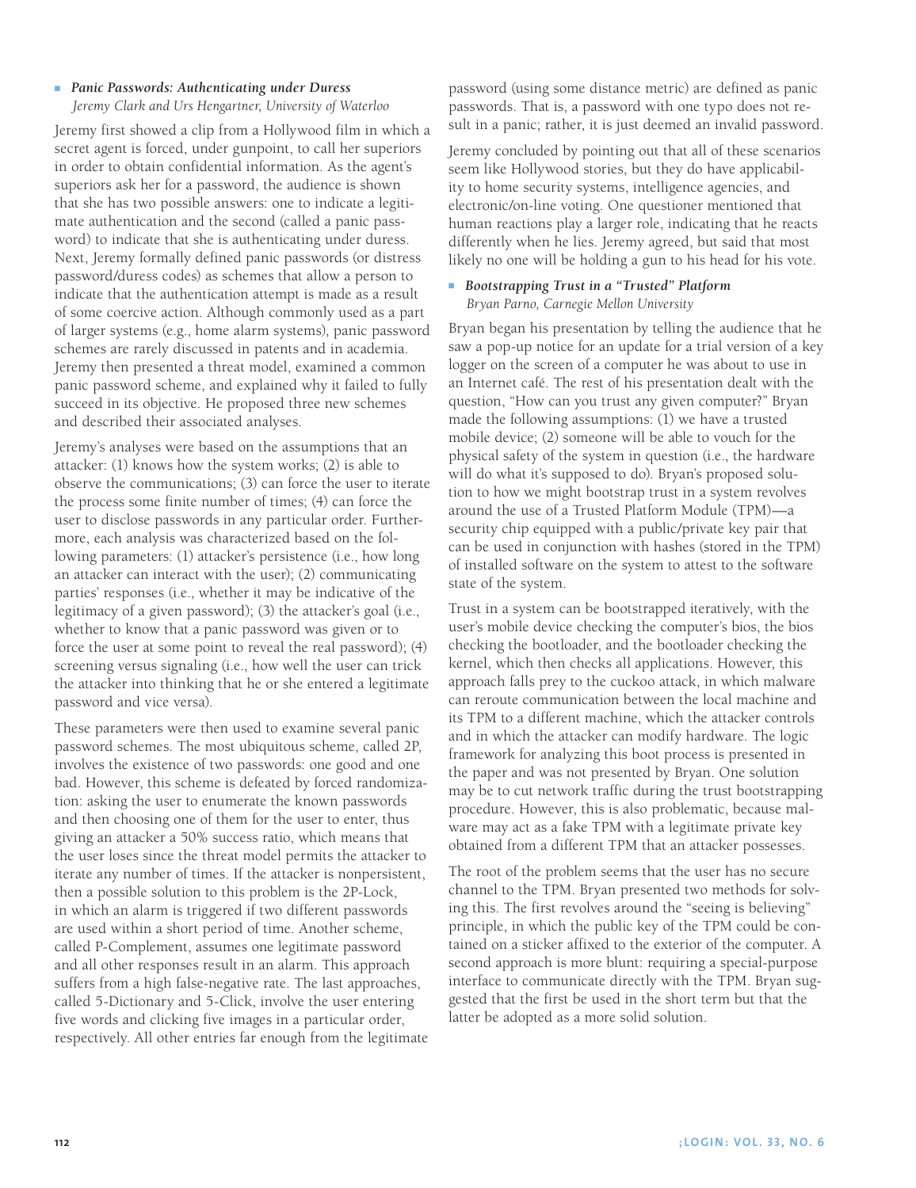- ***Panic Passwords: Authenticating under Duress***
  *Jeremy Clark and Urs Hengartner, University of Waterloo*

Jeremy first showed a clip from a Hollywood film in which a secret agent is forced, under gunpoint, to call her superiors in order to obtain confidential information. As the agent's superiors ask her for a password, the audience is shown that she has two possible answers: one to indicate a legitimate authentication and the second (called a panic password) to indicate that she is authenticating under duress. Next, Jeremy formally defined panic passwords (or distress password/duress codes) as schemes that allow a person to indicate that the authentication attempt is made as a result of some coercive action. Although commonly used as a part of larger systems (e.g., home alarm systems), panic password schemes are rarely discussed in patents and in academia. Jeremy then presented a threat model, examined a common panic password scheme, and explained why it failed to fully succeed in its objective. He proposed three new schemes and described their associated analyses.

Jeremy's analyses were based on the assumptions that an attacker: (1) knows how the system works; (2) is able to observe the communications; (3) can force the user to iterate the process some finite number of times; (4) can force the user to disclose passwords in any particular order. Furthermore, each analysis was characterized based on the following parameters: (1) attacker's persistence (i.e., how long an attacker can interact with the user); (2) communicating parties' responses (i.e., whether it may be indicative of the legitimacy of a given password); (3) the attacker's goal (i.e., whether to know that a panic password was given or to force the user at some point to reveal the real password); (4) screening versus signaling (i.e., how well the user can trick the attacker into thinking that he or she entered a legitimate password and vice versa).

These parameters were then used to examine several panic password schemes. The most ubiquitous scheme, called 2P, involves the existence of two passwords: one good and one bad. However, this scheme is defeated by forced randomization: asking the user to enumerate the known passwords and then choosing one of them for the user to enter, thus giving an attacker a 50% success ratio, which means that the user loses since the threat model permits the attacker to iterate any number of times. If the attacker is nonpersistent, then a possible solution to this problem is the 2P-Lock, in which an alarm is triggered if two different passwords are used within a short period of time. Another scheme, called P-Complement, assumes one legitimate password and all other responses result in an alarm. This approach suffers from a high false-negative rate. The last approaches, called 5-Dictionary and 5-Click, involve the user entering five words and clicking five images in a particular order, respectively. All other entries far enough from the legitimate password (using some distance metric) are defined as panic passwords. That is, a password with one typo does not result in a panic; rather, it is just deemed an invalid password.

Jeremy concluded by pointing out that all of these scenarios seem like Hollywood stories, but they do have applicability to home security systems, intelligence agencies, and electronic/on-line voting. One questioner mentioned that human reactions play a larger role, indicating that he reacts differently when he lies. Jeremy agreed, but said that most likely no one will be holding a gun to his head for his vote.

- ***Bootstrapping Trust in a "Trusted" Platform***
  *Bryan Parno, Carnegie Mellon University*

Bryan began his presentation by telling the audience that he saw a pop-up notice for an update for a trial version of a key logger on the screen of a computer he was about to use in an Internet café. The rest of his presentation dealt with the question, "How can you trust any given computer?" Bryan made the following assumptions: (1) we have a trusted mobile device; (2) someone will be able to vouch for the physical safety of the system in question (i.e., the hardware will do what it's supposed to do). Bryan's proposed solution to how we might bootstrap trust in a system revolves around the use of a Trusted Platform Module (TPM)—a security chip equipped with a public/private key pair that can be used in conjunction with hashes (stored in the TPM) of installed software on the system to attest to the software state of the system.

Trust in a system can be bootstrapped iteratively, with the user's mobile device checking the computer's bios, the bios checking the bootloader, and the bootloader checking the kernel, which then checks all applications. However, this approach falls prey to the cuckoo attack, in which malware can reroute communication between the local machine and its TPM to a different machine, which the attacker controls and in which the attacker can modify hardware. The logic framework for analyzing this boot process is presented in the paper and was not presented by Bryan. One solution may be to cut network traffic during the trust bootstrapping procedure. However, this is also problematic, because malware may act as a fake TPM with a legitimate private key obtained from a different TPM that an attacker possesses.

The root of the problem seems that the user has no secure channel to the TPM. Bryan presented two methods for solving this. The first revolves around the "seeing is believing" principle, in which the public key of the TPM could be contained on a sticker affixed to the exterior of the computer. A second approach is more blunt: requiring a special-purpose interface to communicate directly with the TPM. Bryan suggested that the first be used in the short term but that the latter be adopted as a more solid solution.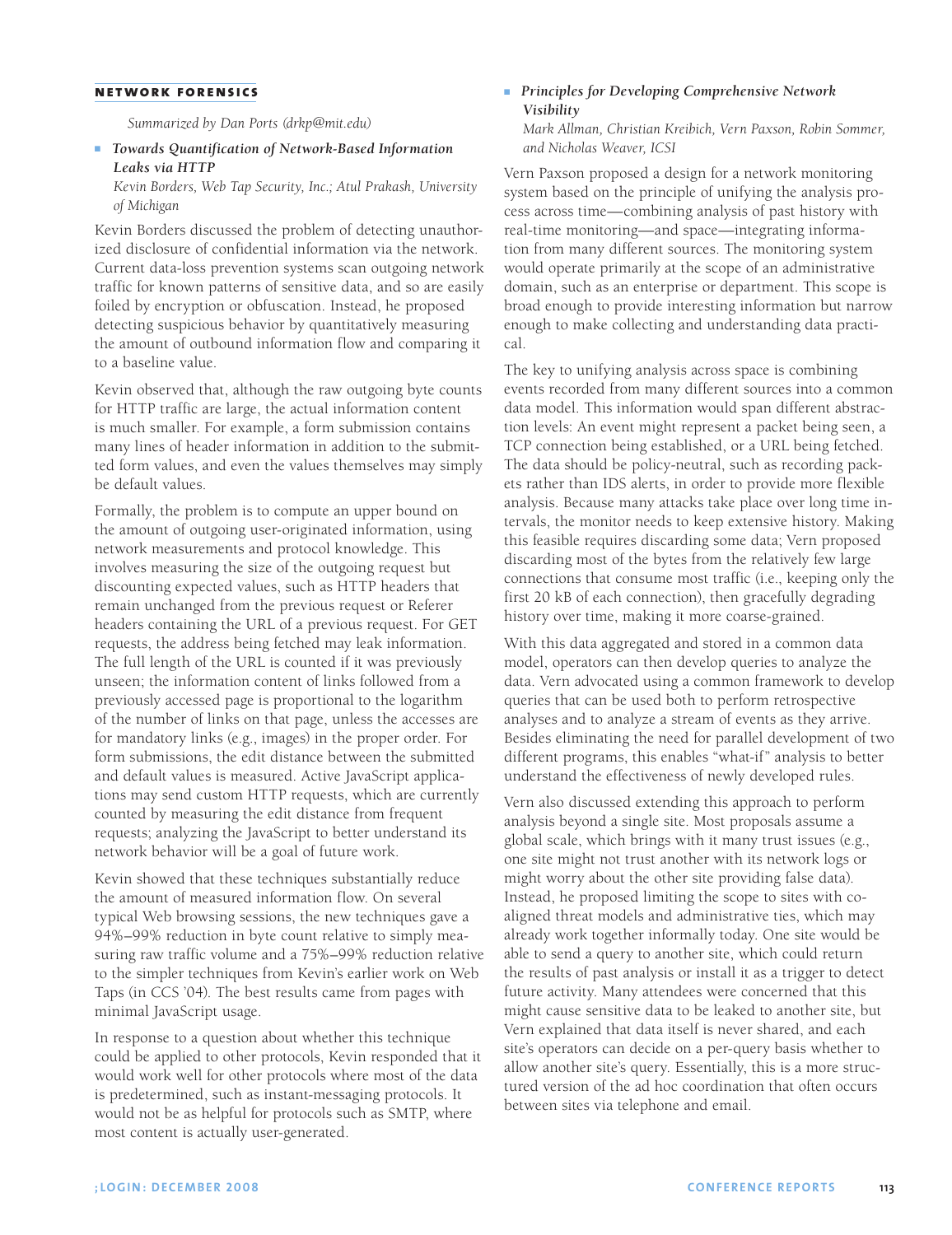## NETWORK FORENSICS

*Summarized by Dan Ports (drkp@mit.edu)*

- ***Towards Quantification of Network-Based Information Leaks via HTTP***
  *Kevin Borders, Web Tap Security, Inc.; Atul Prakash, University of Michigan*

Kevin Borders discussed the problem of detecting unauthorized disclosure of confidential information via the network. Current data-loss prevention systems scan outgoing network traffic for known patterns of sensitive data, and so are easily foiled by encryption or obfuscation. Instead, he proposed detecting suspicious behavior by quantitatively measuring the amount of outbound information flow and comparing it to a baseline value.

Kevin observed that, although the raw outgoing byte counts for HTTP traffic are large, the actual information content is much smaller. For example, a form submission contains many lines of header information in addition to the submitted form values, and even the values themselves may simply be default values.

Formally, the problem is to compute an upper bound on the amount of outgoing user-originated information, using network measurements and protocol knowledge. This involves measuring the size of the outgoing request but discounting expected values, such as HTTP headers that remain unchanged from the previous request or Referer headers containing the URL of a previous request. For GET requests, the address being fetched may leak information. The full length of the URL is counted if it was previously unseen; the information content of links followed from a previously accessed page is proportional to the logarithm of the number of links on that page, unless the accesses are for mandatory links (e.g., images) in the proper order. For form submissions, the edit distance between the submitted and default values is measured. Active JavaScript applications may send custom HTTP requests, which are currently counted by measuring the edit distance from frequent requests; analyzing the JavaScript to better understand its network behavior will be a goal of future work.

Kevin showed that these techniques substantially reduce the amount of measured information flow. On several typical Web browsing sessions, the new techniques gave a 94%–99% reduction in byte count relative to simply measuring raw traffic volume and a 75%–99% reduction relative to the simpler techniques from Kevin's earlier work on Web Taps (in CCS '04). The best results came from pages with minimal JavaScript usage.

In response to a question about whether this technique could be applied to other protocols, Kevin responded that it would work well for other protocols where most of the data is predetermined, such as instant-messaging protocols. It would not be as helpful for protocols such as SMTP, where most content is actually user-generated.

- ***Principles for Developing Comprehensive Network Visibility***
  *Mark Allman, Christian Kreibich, Vern Paxson, Robin Sommer, and Nicholas Weaver, ICSI*

Vern Paxson proposed a design for a network monitoring system based on the principle of unifying the analysis process across time—combining analysis of past history with real-time monitoring—and space—integrating information from many different sources. The monitoring system would operate primarily at the scope of an administrative domain, such as an enterprise or department. This scope is broad enough to provide interesting information but narrow enough to make collecting and understanding data practical.

The key to unifying analysis across space is combining events recorded from many different sources into a common data model. This information would span different abstraction levels: An event might represent a packet being seen, a TCP connection being established, or a URL being fetched. The data should be policy-neutral, such as recording packets rather than IDS alerts, in order to provide more flexible analysis. Because many attacks take place over long time intervals, the monitor needs to keep extensive history. Making this feasible requires discarding some data; Vern proposed discarding most of the bytes from the relatively few large connections that consume most traffic (i.e., keeping only the first 20 kB of each connection), then gracefully degrading history over time, making it more coarse-grained.

With this data aggregated and stored in a common data model, operators can then develop queries to analyze the data. Vern advocated using a common framework to develop queries that can be used both to perform retrospective analyses and to analyze a stream of events as they arrive. Besides eliminating the need for parallel development of two different programs, this enables "what-if" analysis to better understand the effectiveness of newly developed rules.

Vern also discussed extending this approach to perform analysis beyond a single site. Most proposals assume a global scale, which brings with it many trust issues (e.g., one site might not trust another with its network logs or might worry about the other site providing false data). Instead, he proposed limiting the scope to sites with co-aligned threat models and administrative ties, which may already work together informally today. One site would be able to send a query to another site, which could return the results of past analysis or install it as a trigger to detect future activity. Many attendees were concerned that this might cause sensitive data to be leaked to another site, but Vern explained that data itself is never shared, and each site's operators can decide on a per-query basis whether to allow another site's query. Essentially, this is a more structured version of the ad hoc coordination that often occurs between sites via telephone and email.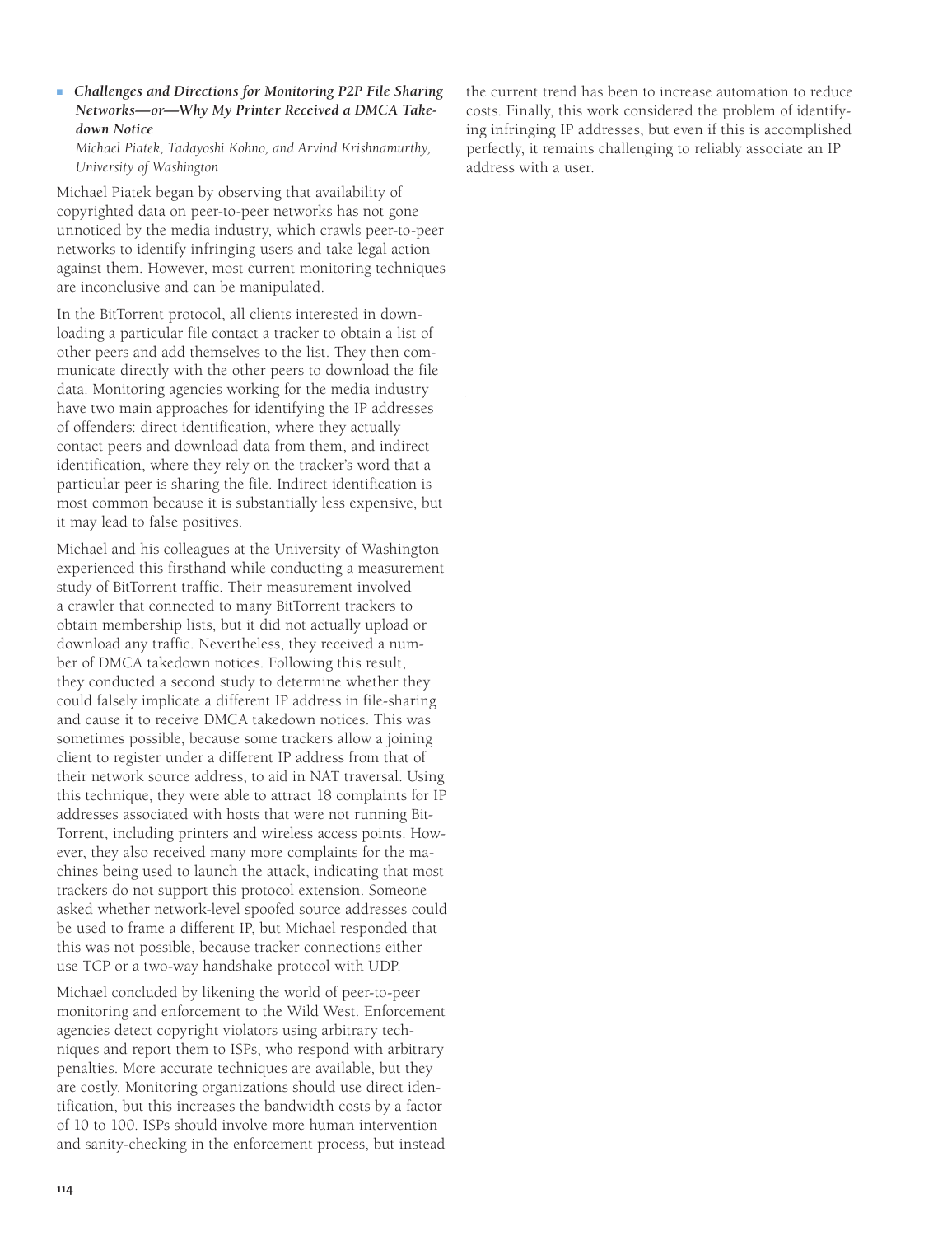- ***Challenges and Directions for Monitoring P2P File Sharing Networks—or—Why My Printer Received a DMCA Takedown Notice***

  *Michael Piatek, Tadayoshi Kohno, and Arvind Krishnamurthy, University of Washington*

Michael Piatek began by observing that availability of copyrighted data on peer-to-peer networks has not gone unnoticed by the media industry, which crawls peer-to-peer networks to identify infringing users and take legal action against them. However, most current monitoring techniques are inconclusive and can be manipulated.

In the BitTorrent protocol, all clients interested in downloading a particular file contact a tracker to obtain a list of other peers and add themselves to the list. They then communicate directly with the other peers to download the file data. Monitoring agencies working for the media industry have two main approaches for identifying the IP addresses of offenders: direct identification, where they actually contact peers and download data from them, and indirect identification, where they rely on the tracker's word that a particular peer is sharing the file. Indirect identification is most common because it is substantially less expensive, but it may lead to false positives.

Michael and his colleagues at the University of Washington experienced this firsthand while conducting a measurement study of BitTorrent traffic. Their measurement involved a crawler that connected to many BitTorrent trackers to obtain membership lists, but it did not actually upload or download any traffic. Nevertheless, they received a number of DMCA takedown notices. Following this result, they conducted a second study to determine whether they could falsely implicate a different IP address in file-sharing and cause it to receive DMCA takedown notices. This was sometimes possible, because some trackers allow a joining client to register under a different IP address from that of their network source address, to aid in NAT traversal. Using this technique, they were able to attract 18 complaints for IP addresses associated with hosts that were not running BitTorrent, including printers and wireless access points. However, they also received many more complaints for the machines being used to launch the attack, indicating that most trackers do not support this protocol extension. Someone asked whether network-level spoofed source addresses could be used to frame a different IP, but Michael responded that this was not possible, because tracker connections either use TCP or a two-way handshake protocol with UDP.

Michael concluded by likening the world of peer-to-peer monitoring and enforcement to the Wild West. Enforcement agencies detect copyright violators using arbitrary techniques and report them to ISPs, who respond with arbitrary penalties. More accurate techniques are available, but they are costly. Monitoring organizations should use direct identification, but this increases the bandwidth costs by a factor of 10 to 100. ISPs should involve more human intervention and sanity-checking in the enforcement process, but instead the current trend has been to increase automation to reduce costs. Finally, this work considered the problem of identifying infringing IP addresses, but even if this is accomplished perfectly, it remains challenging to reliably associate an IP address with a user.